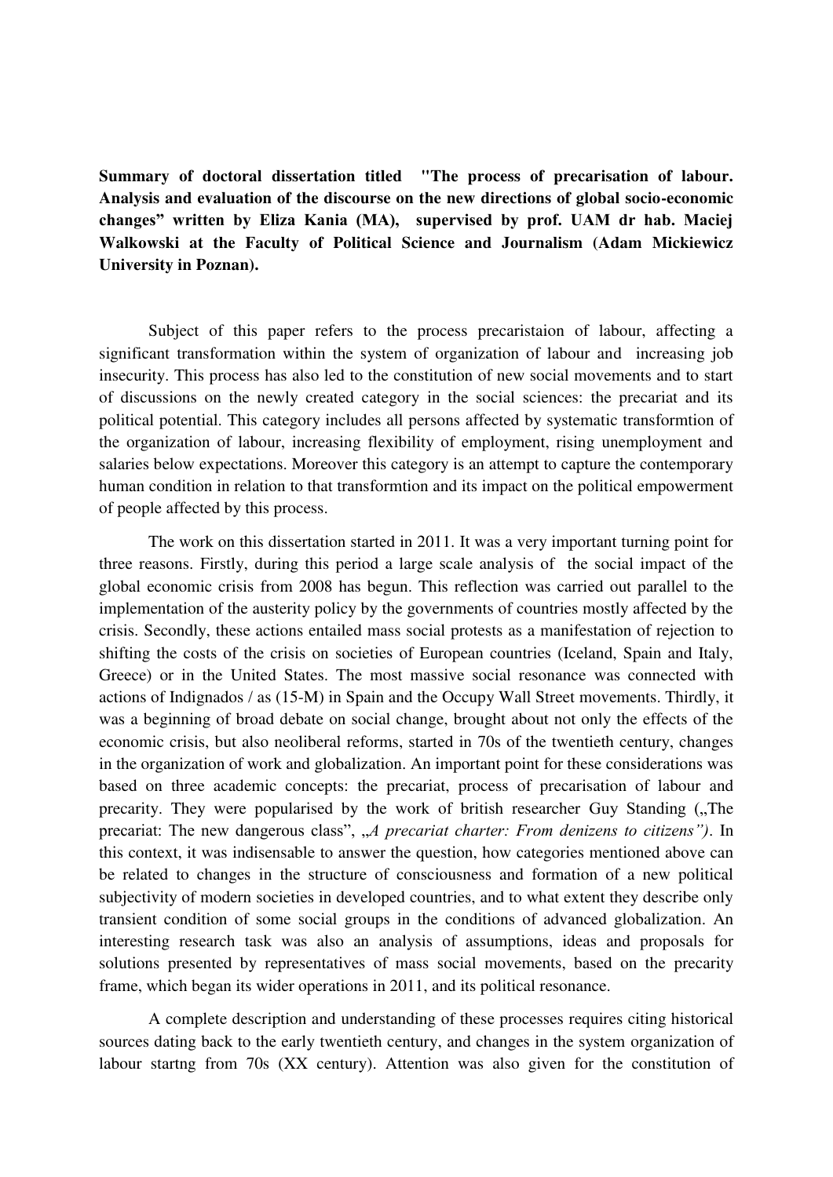**Summary of doctoral dissertation titled "The process of precarisation of labour. Analysis and evaluation of the discourse on the new directions of global socio-economic changes" written by Eliza Kania (MA), supervised by prof. UAM dr hab. Maciej Walkowski at the Faculty of Political Science and Journalism (Adam Mickiewicz University in Poznan).**

Subject of this paper refers to the process precaristaion of labour, affecting a significant transformation within the system of organization of labour and increasing job insecurity. This process has also led to the constitution of new social movements and to start of discussions on the newly created category in the social sciences: the precariat and its political potential. This category includes all persons affected by systematic transformtion of the organization of labour, increasing flexibility of employment, rising unemployment and salaries below expectations. Moreover this category is an attempt to capture the contemporary human condition in relation to that transformtion and its impact on the political empowerment of people affected by this process.

The work on this dissertation started in 2011. It was a very important turning point for three reasons. Firstly, during this period a large scale analysis of the social impact of the global economic crisis from 2008 has begun. This reflection was carried out parallel to the implementation of the austerity policy by the governments of countries mostly affected by the crisis. Secondly, these actions entailed mass social protests as a manifestation of rejection to shifting the costs of the crisis on societies of European countries (Iceland, Spain and Italy, Greece) or in the United States. The most massive social resonance was connected with actions of Indignados / as (15-M) in Spain and the Occupy Wall Street movements. Thirdly, it was a beginning of broad debate on social change, brought about not only the effects of the economic crisis, but also neoliberal reforms, started in 70s of the twentieth century, changes in the organization of work and globalization. An important point for these considerations was based on three academic concepts: the precariat, process of precarisation of labour and precarity. They were popularised by the work of british researcher Guy Standing („The precariat: The new dangerous class", „*A precariat charter: From denizens to citizens")*. In this context, it was indisensable to answer the question, how categories mentioned above can be related to changes in the structure of consciousness and formation of a new political subjectivity of modern societies in developed countries, and to what extent they describe only transient condition of some social groups in the conditions of advanced globalization. An interesting research task was also an analysis of assumptions, ideas and proposals for solutions presented by representatives of mass social movements, based on the precarity frame, which began its wider operations in 2011, and its political resonance.

A complete description and understanding of these processes requires citing historical sources dating back to the early twentieth century, and changes in the system organization of labour startng from 70s (XX century). Attention was also given for the constitution of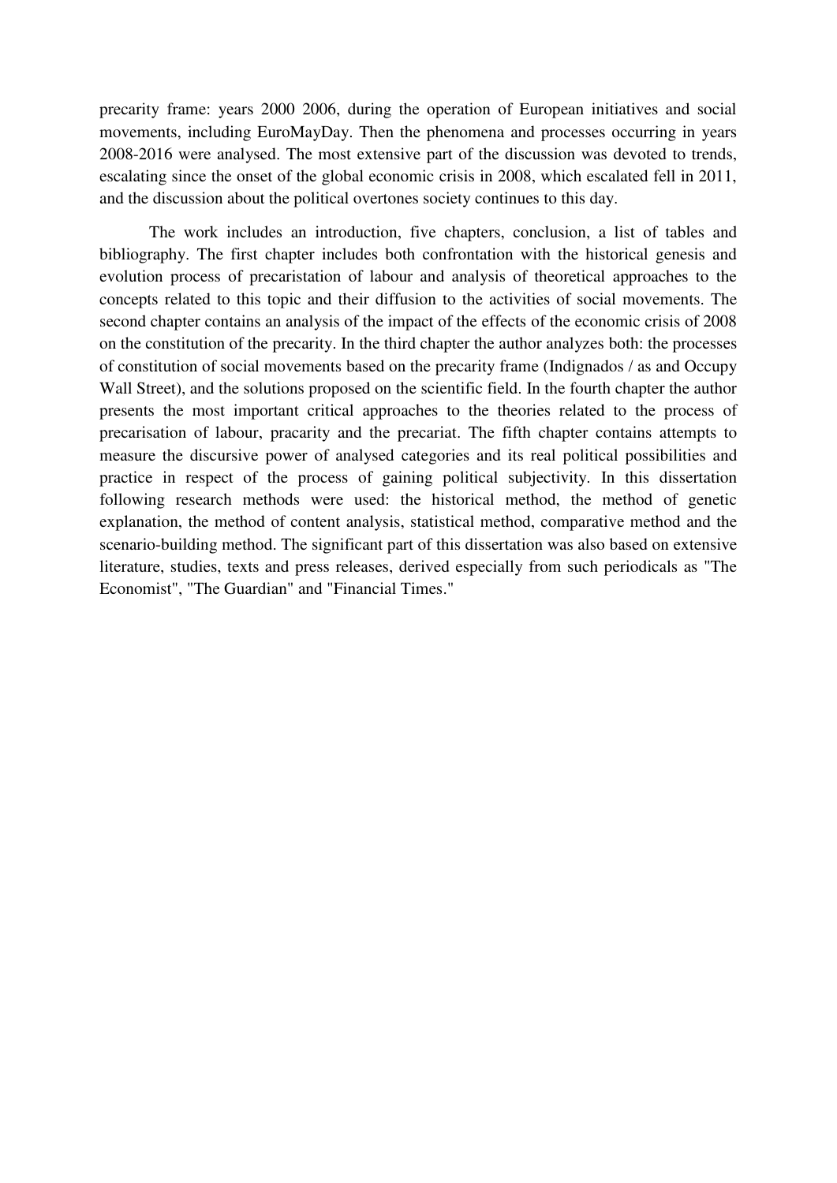precarity frame: years 2000 2006, during the operation of European initiatives and social movements, including EuroMayDay. Then the phenomena and processes occurring in years 2008-2016 were analysed. The most extensive part of the discussion was devoted to trends, escalating since the onset of the global economic crisis in 2008, which escalated fell in 2011, and the discussion about the political overtones society continues to this day.

The work includes an introduction, five chapters, conclusion, a list of tables and bibliography. The first chapter includes both confrontation with the historical genesis and evolution process of precaristation of labour and analysis of theoretical approaches to the concepts related to this topic and their diffusion to the activities of social movements. The second chapter contains an analysis of the impact of the effects of the economic crisis of 2008 on the constitution of the precarity. In the third chapter the author analyzes both: the processes of constitution of social movements based on the precarity frame (Indignados / as and Occupy Wall Street), and the solutions proposed on the scientific field. In the fourth chapter the author presents the most important critical approaches to the theories related to the process of precarisation of labour, pracarity and the precariat. The fifth chapter contains attempts to measure the discursive power of analysed categories and its real political possibilities and practice in respect of the process of gaining political subjectivity. In this dissertation following research methods were used: the historical method, the method of genetic explanation, the method of content analysis, statistical method, comparative method and the scenario-building method. The significant part of this dissertation was also based on extensive literature, studies, texts and press releases, derived especially from such periodicals as "The Economist", "The Guardian" and "Financial Times."